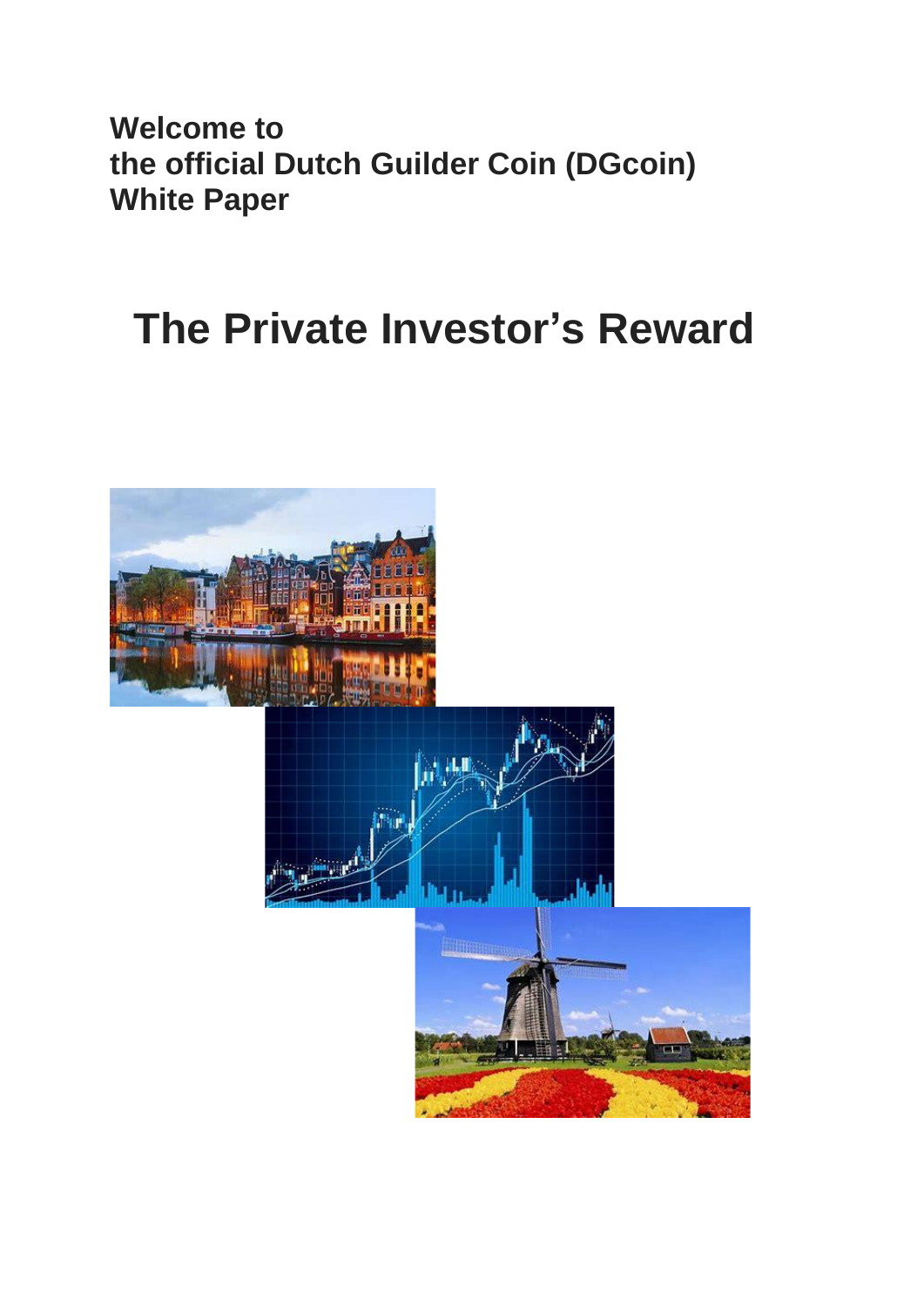**Welcome to**
**the official Dutch Guilder Coin (DGcoin)**
**White Paper**

# The Private Investor's Reward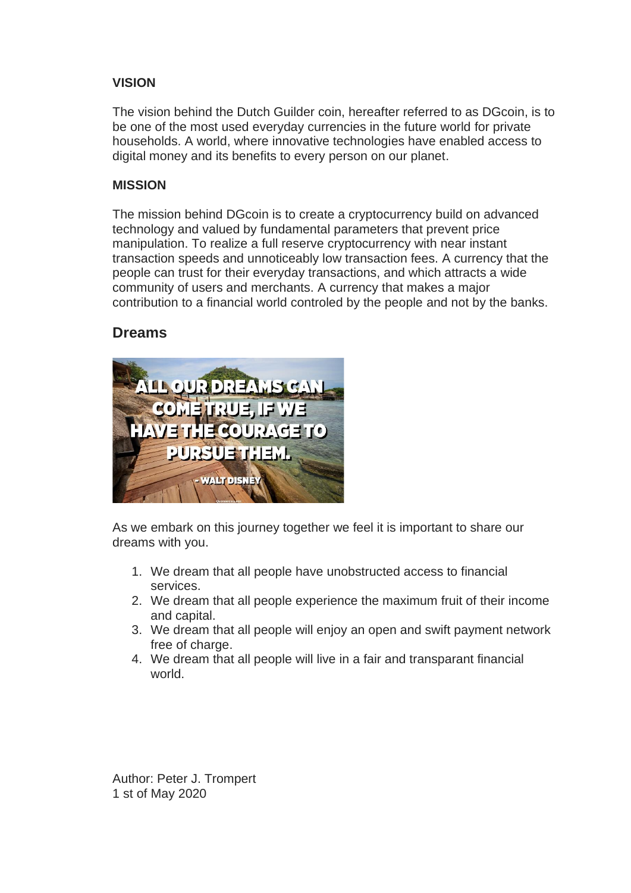**VISION**

The vision behind the Dutch Guilder coin, hereafter referred to as DGcoin, is to be one of the most used everyday currencies in the future world for private households. A world, where innovative technologies have enabled access to digital money and its benefits to every person on our planet.

**MISSION**

The mission behind DGcoin is to create a cryptocurrency build on advanced technology and valued by fundamental parameters that prevent price manipulation. To realize a full reserve cryptocurrency with near instant transaction speeds and unnoticeably low transaction fees. A currency that the people can trust for their everyday transactions, and which attracts a wide community of users and merchants. A currency that makes a major contribution to a financial world controled by the people and not by the banks.

## Dreams

As we embark on this journey together we feel it is important to share our dreams with you.

1. We dream that all people have unobstructed access to financial services.
2. We dream that all people experience the maximum fruit of their income and capital.
3. We dream that all people will enjoy an open and swift payment network free of charge.
4. We dream that all people will live in a fair and transparant financial world.

Author: Peter J. Trompert
1 st of May 2020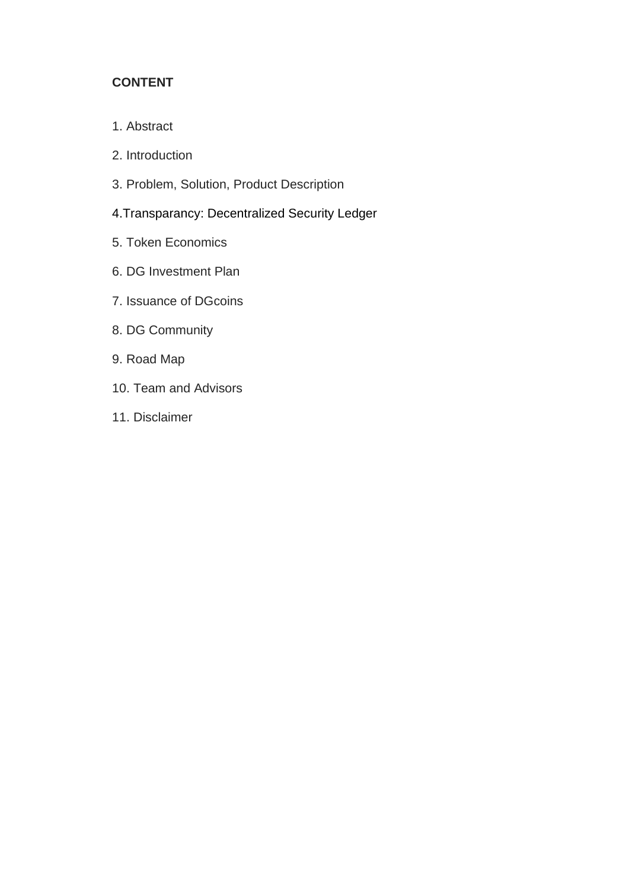**CONTENT**

1. Abstract
2. Introduction
3. Problem, Solution, Product Description
4. Transparancy: Decentralized Security Ledger
5. Token Economics
6. DG Investment Plan
7. Issuance of DGcoins
8. DG Community
9. Road Map
10. Team and Advisors
11. Disclaimer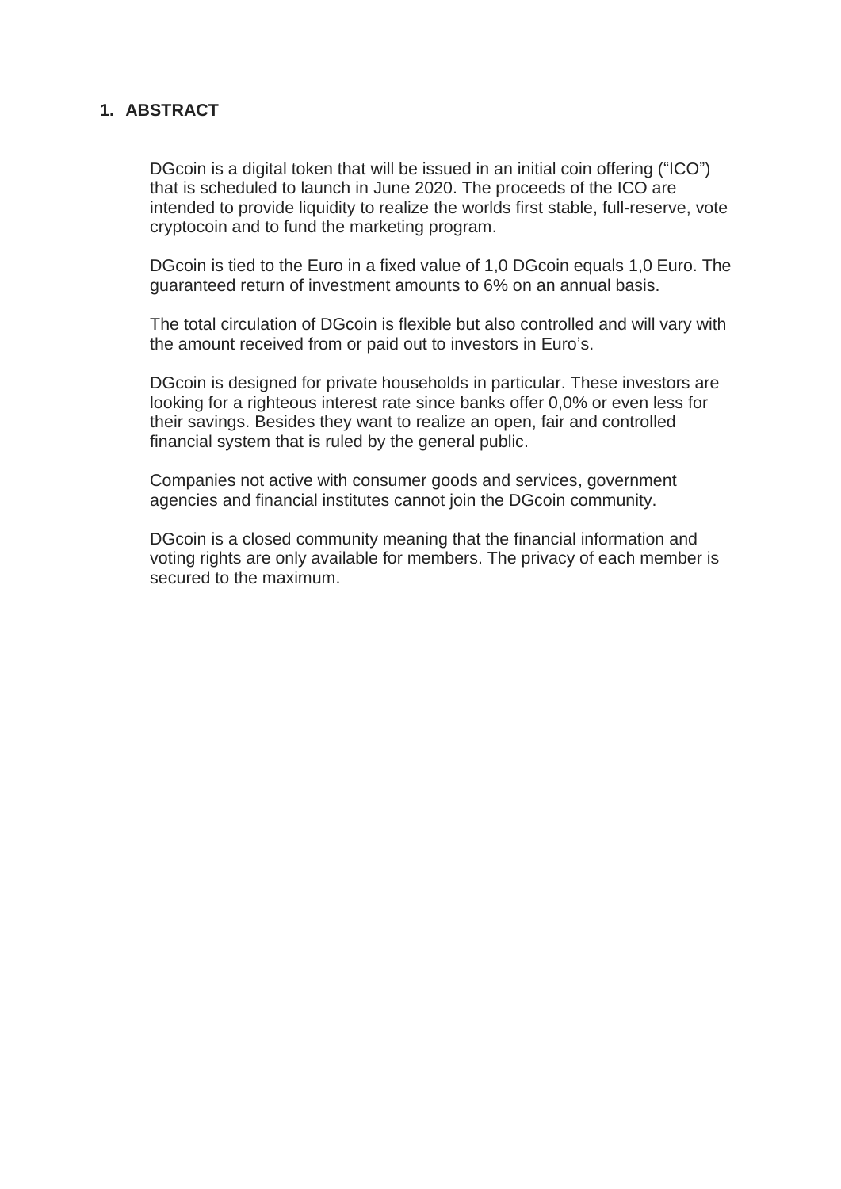## 1. ABSTRACT

DGcoin is a digital token that will be issued in an initial coin offering ("ICO") that is scheduled to launch in June 2020. The proceeds of the ICO are intended to provide liquidity to realize the worlds first stable, full-reserve, vote cryptocoin and to fund the marketing program.

DGcoin is tied to the Euro in a fixed value of 1,0 DGcoin equals 1,0 Euro. The guaranteed return of investment amounts to 6% on an annual basis.

The total circulation of DGcoin is flexible but also controlled and will vary with the amount received from or paid out to investors in Euro's.

DGcoin is designed for private households in particular. These investors are looking for a righteous interest rate since banks offer 0,0% or even less for their savings. Besides they want to realize an open, fair and controlled financial system that is ruled by the general public.

Companies not active with consumer goods and services, government agencies and financial institutes cannot join the DGcoin community.

DGcoin is a closed community meaning that the financial information and voting rights are only available for members. The privacy of each member is secured to the maximum.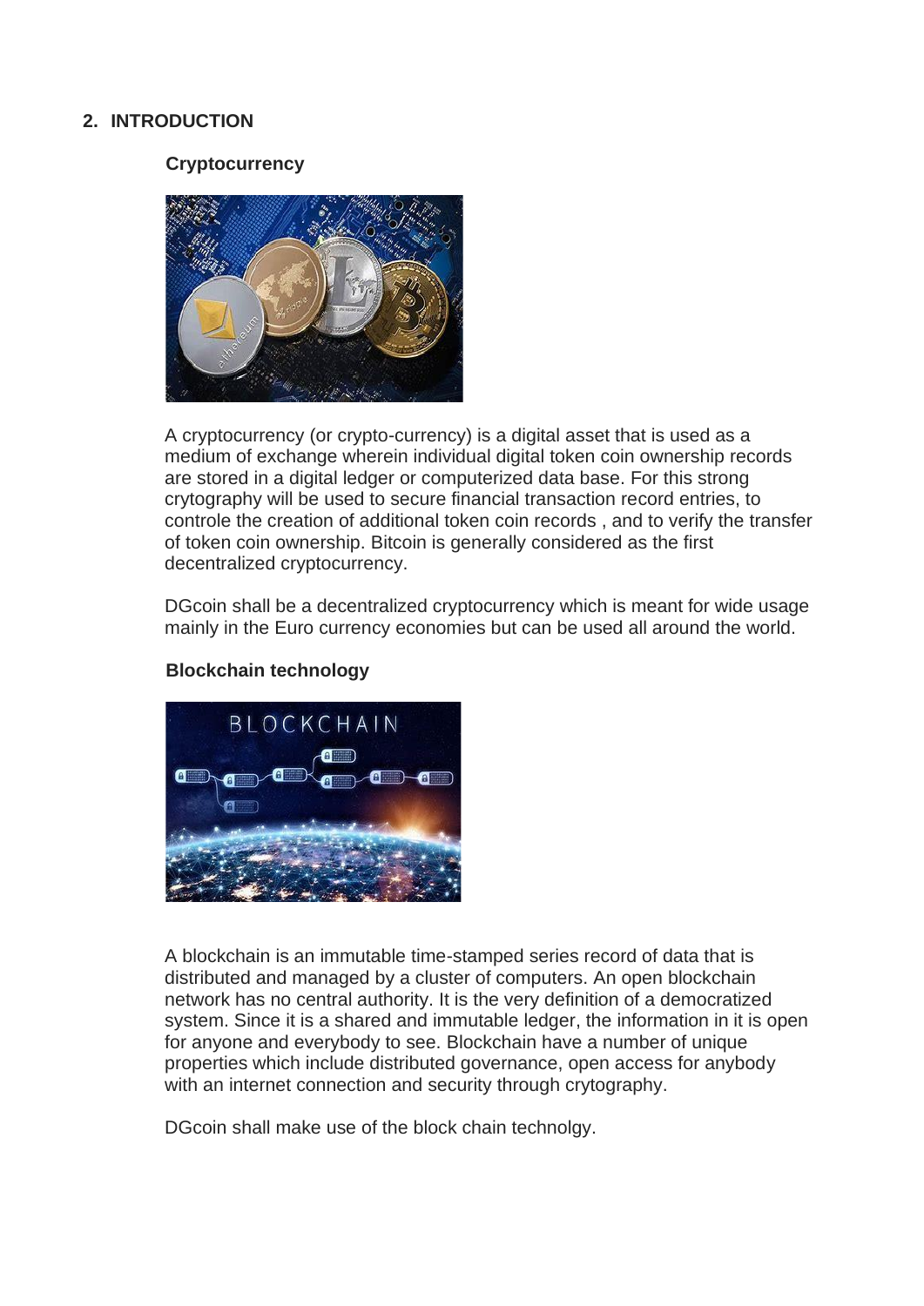## 2. INTRODUCTION

### Cryptocurrency

A cryptocurrency (or crypto-currency) is a digital asset that is used as a medium of exchange wherein individual digital token coin ownership records are stored in a digital ledger or computerized data base. For this strong crytography will be used to secure financial transaction record entries, to controle the creation of additional token coin records , and to verify the transfer of token coin ownership. Bitcoin is generally considered as the first decentralized cryptocurrency.

DGcoin shall be a decentralized cryptocurrency which is meant for wide usage mainly in the Euro currency economies but can be used all around the world.

### Blockchain technology

A blockchain is an immutable time-stamped series record of data that is distributed and managed by a cluster of computers. An open blockchain network has no central authority. It is the very definition of a democratized system. Since it is a shared and immutable ledger, the information in it is open for anyone and everybody to see. Blockchain have a number of unique properties which include distributed governance, open access for anybody with an internet connection and security through crytography.

DGcoin shall make use of the block chain technolgy.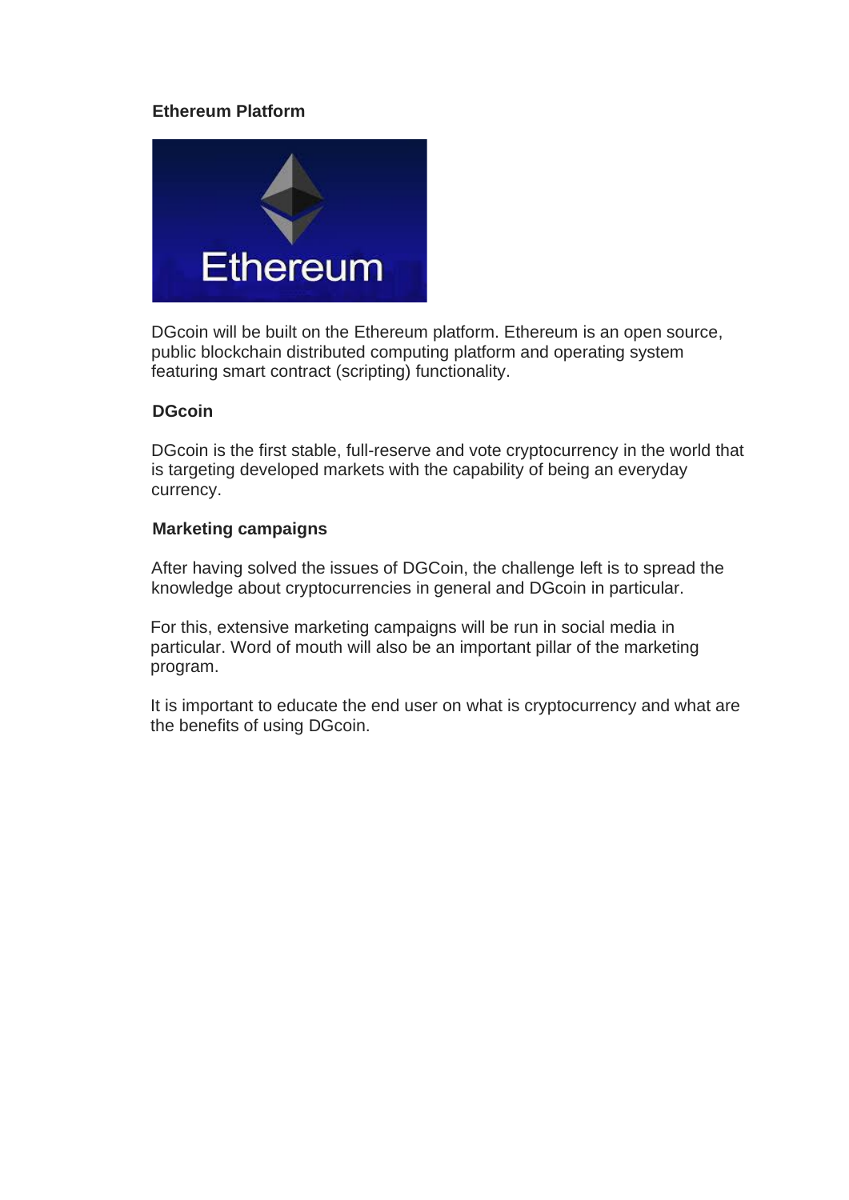## Ethereum Platform

DGcoin will be built on the Ethereum platform. Ethereum is an open source, public blockchain distributed computing platform and operating system featuring smart contract (scripting) functionality.

## DGcoin

DGcoin is the first stable, full-reserve and vote cryptocurrency in the world that is targeting developed markets with the capability of being an everyday currency.

## Marketing campaigns

After having solved the issues of DGCoin, the challenge left is to spread the knowledge about cryptocurrencies in general and DGcoin in particular.

For this, extensive marketing campaigns will be run in social media in particular. Word of mouth will also be an important pillar of the marketing program.

It is important to educate the end user on what is cryptocurrency and what are the benefits of using DGcoin.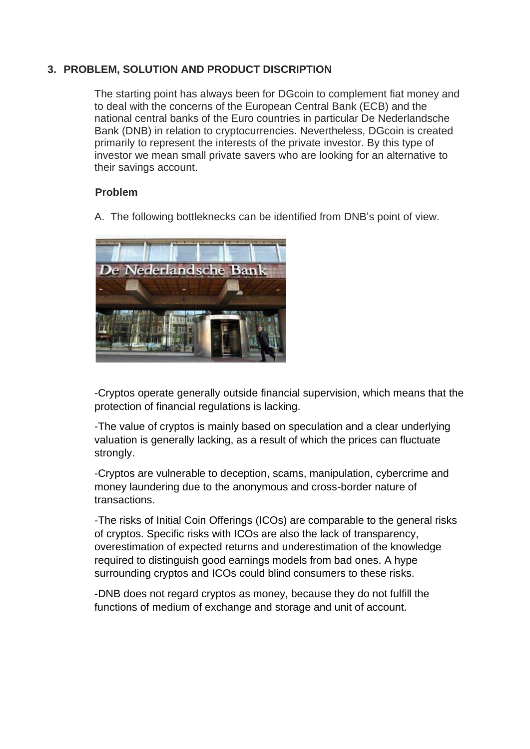## 3. PROBLEM, SOLUTION AND PRODUCT DISCRIPTION

The starting point has always been for DGcoin to complement fiat money and to deal with the concerns of the European Central Bank (ECB) and the national central banks of the Euro countries in particular De Nederlandsche Bank (DNB) in relation to cryptocurrencies. Nevertheless, DGcoin is created primarily to represent the interests of the private investor. By this type of investor we mean small private savers who are looking for an alternative to their savings account.

### Problem

A. The following bottleknecks can be identified from DNB's point of view.

-Cryptos operate generally outside financial supervision, which means that the protection of financial regulations is lacking.

-The value of cryptos is mainly based on speculation and a clear underlying valuation is generally lacking, as a result of which the prices can fluctuate strongly.

-Cryptos are vulnerable to deception, scams, manipulation, cybercrime and money laundering due to the anonymous and cross-border nature of transactions.

-The risks of Initial Coin Offerings (ICOs) are comparable to the general risks of cryptos. Specific risks with ICOs are also the lack of transparency, overestimation of expected returns and underestimation of the knowledge required to distinguish good earnings models from bad ones. A hype surrounding cryptos and ICOs could blind consumers to these risks.

-DNB does not regard cryptos as money, because they do not fulfill the functions of medium of exchange and storage and unit of account.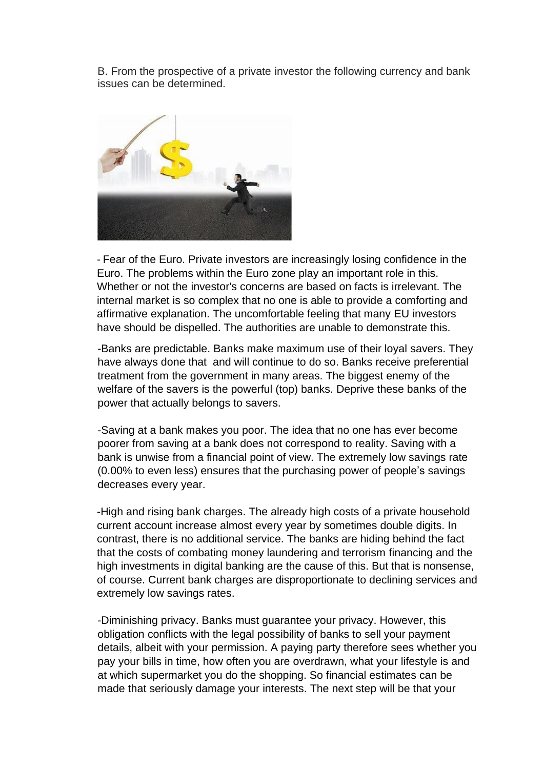B. From the prospective of a private investor the following currency and bank issues can be determined.

- Fear of the Euro. Private investors are increasingly losing confidence in the Euro. The problems within the Euro zone play an important role in this. Whether or not the investor's concerns are based on facts is irrelevant. The internal market is so complex that no one is able to provide a comforting and affirmative explanation. The uncomfortable feeling that many EU investors have should be dispelled. The authorities are unable to demonstrate this.

- Banks are predictable. Banks make maximum use of their loyal savers. They have always done that and will continue to do so. Banks receive preferential treatment from the government in many areas. The biggest enemy of the welfare of the savers is the powerful (top) banks. Deprive these banks of the power that actually belongs to savers.

- Saving at a bank makes you poor. The idea that no one has ever become poorer from saving at a bank does not correspond to reality. Saving with a bank is unwise from a financial point of view. The extremely low savings rate (0.00% to even less) ensures that the purchasing power of people's savings decreases every year.

- High and rising bank charges. The already high costs of a private household current account increase almost every year by sometimes double digits. In contrast, there is no additional service. The banks are hiding behind the fact that the costs of combating money laundering and terrorism financing and the high investments in digital banking are the cause of this. But that is nonsense, of course. Current bank charges are disproportionate to declining services and extremely low savings rates.

- Diminishing privacy. Banks must guarantee your privacy. However, this obligation conflicts with the legal possibility of banks to sell your payment details, albeit with your permission. A paying party therefore sees whether you pay your bills in time, how often you are overdrawn, what your lifestyle is and at which supermarket you do the shopping. So financial estimates can be made that seriously damage your interests. The next step will be that your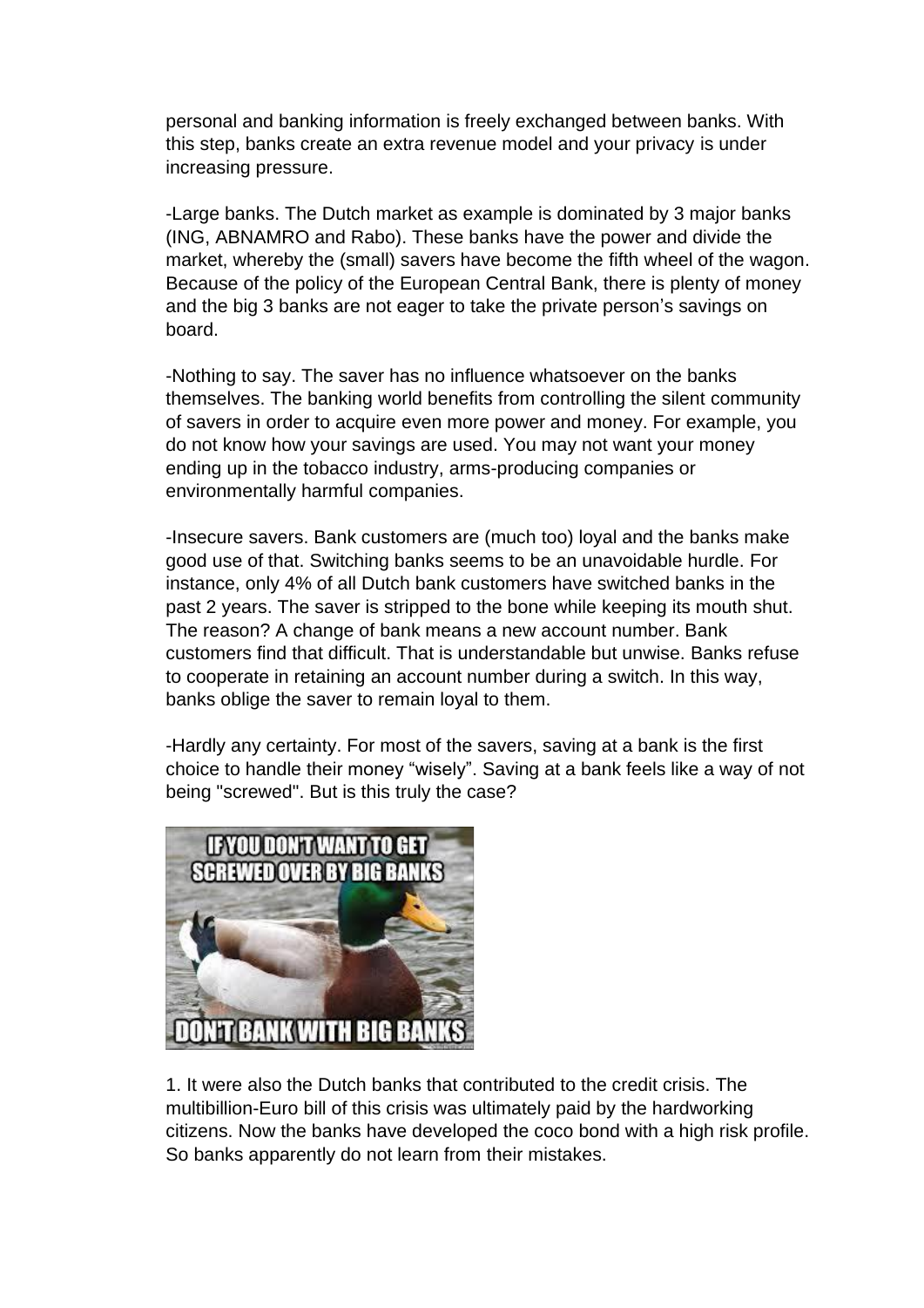personal and banking information is freely exchanged between banks. With this step, banks create an extra revenue model and your privacy is under increasing pressure.

-Large banks. The Dutch market as example is dominated by 3 major banks (ING, ABNAMRO and Rabo). These banks have the power and divide the market, whereby the (small) savers have become the fifth wheel of the wagon. Because of the policy of the European Central Bank, there is plenty of money and the big 3 banks are not eager to take the private person's savings on board.

-Nothing to say. The saver has no influence whatsoever on the banks themselves. The banking world benefits from controlling the silent community of savers in order to acquire even more power and money. For example, you do not know how your savings are used. You may not want your money ending up in the tobacco industry, arms-producing companies or environmentally harmful companies.

-Insecure savers. Bank customers are (much too) loyal and the banks make good use of that. Switching banks seems to be an unavoidable hurdle. For instance, only 4% of all Dutch bank customers have switched banks in the past 2 years. The saver is stripped to the bone while keeping its mouth shut. The reason? A change of bank means a new account number. Bank customers find that difficult. That is understandable but unwise. Banks refuse to cooperate in retaining an account number during a switch. In this way, banks oblige the saver to remain loyal to them.

-Hardly any certainty. For most of the savers, saving at a bank is the first choice to handle their money "wisely". Saving at a bank feels like a way of not being "screwed". But is this truly the case?

1. It were also the Dutch banks that contributed to the credit crisis. The multibillion-Euro bill of this crisis was ultimately paid by the hardworking citizens. Now the banks have developed the coco bond with a high risk profile. So banks apparently do not learn from their mistakes.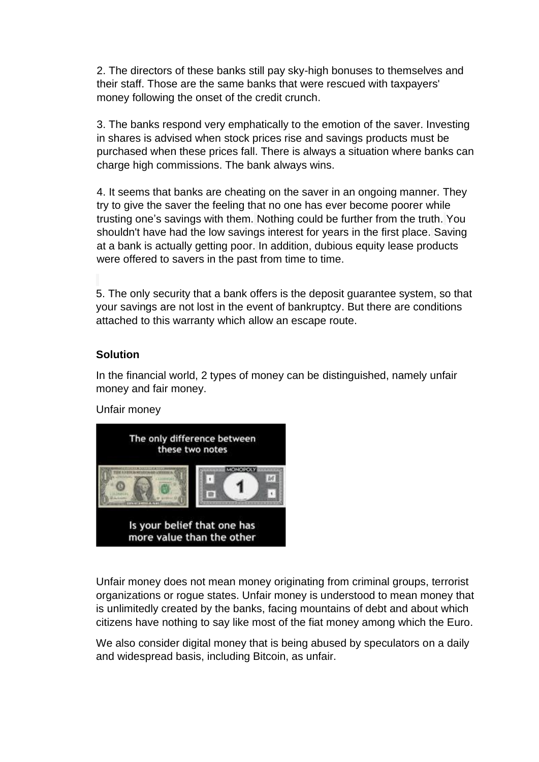2. The directors of these banks still pay sky-high bonuses to themselves and their staff. Those are the same banks that were rescued with taxpayers' money following the onset of the credit crunch.

3. The banks respond very emphatically to the emotion of the saver. Investing in shares is advised when stock prices rise and savings products must be purchased when these prices fall. There is always a situation where banks can charge high commissions. The bank always wins.

4. It seems that banks are cheating on the saver in an ongoing manner. They try to give the saver the feeling that no one has ever become poorer while trusting one's savings with them. Nothing could be further from the truth. You shouldn't have had the low savings interest for years in the first place. Saving at a bank is actually getting poor. In addition, dubious equity lease products were offered to savers in the past from time to time.

5. The only security that a bank offers is the deposit guarantee system, so that your savings are not lost in the event of bankruptcy. But there are conditions attached to this warranty which allow an escape route.

**Solution**

In the financial world, 2 types of money can be distinguished, namely unfair money and fair money.

Unfair money

Unfair money does not mean money originating from criminal groups, terrorist organizations or rogue states. Unfair money is understood to mean money that is unlimitedly created by the banks, facing mountains of debt and about which citizens have nothing to say like most of the fiat money among which the Euro.

We also consider digital money that is being abused by speculators on a daily and widespread basis, including Bitcoin, as unfair.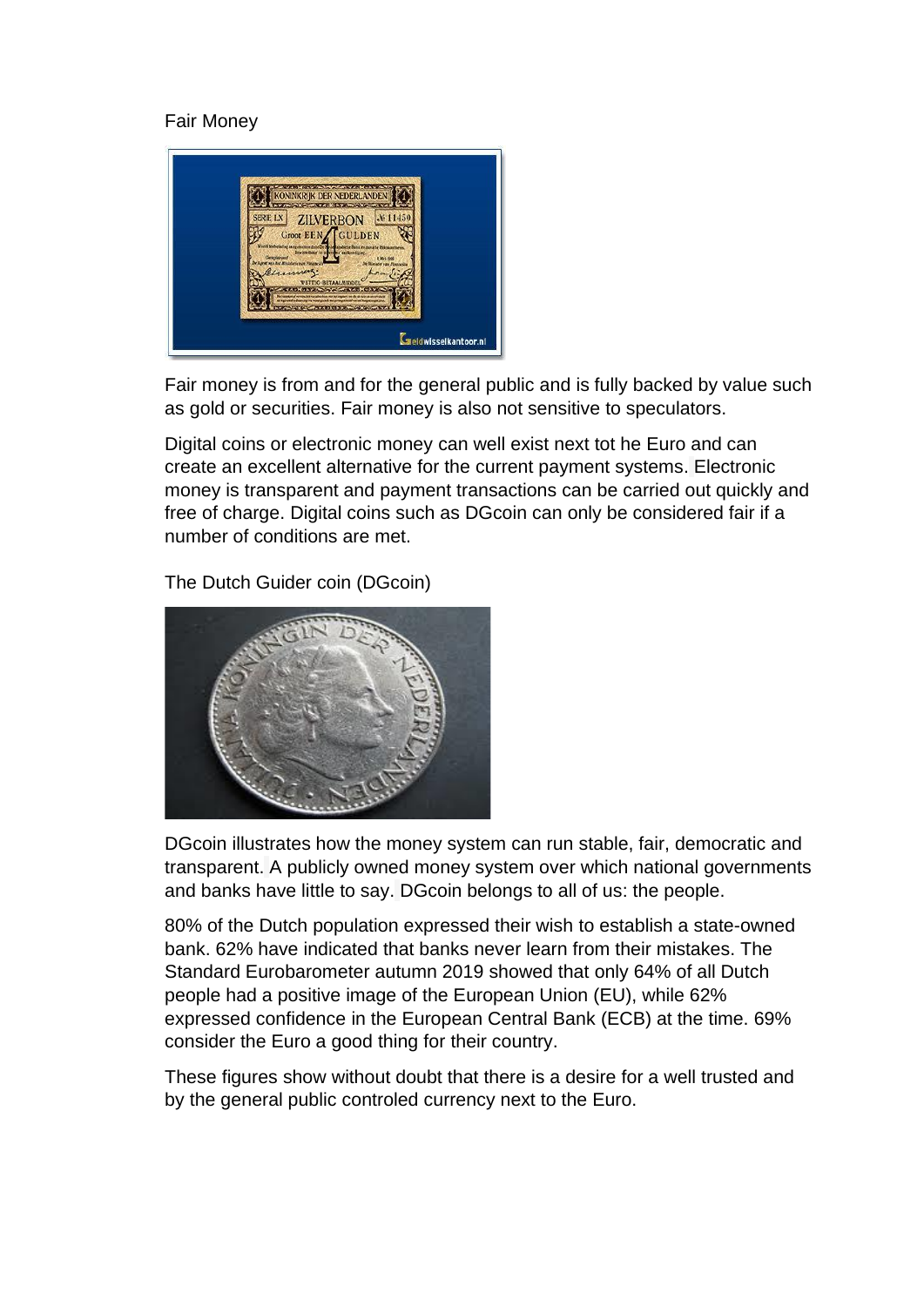Fair Money

Fair money is from and for the general public and is fully backed by value such as gold or securities. Fair money is also not sensitive to speculators.

Digital coins or electronic money can well exist next tot he Euro and can create an excellent alternative for the current payment systems. Electronic money is transparent and payment transactions can be carried out quickly and free of charge. Digital coins such as DGcoin can only be considered fair if a number of conditions are met.

The Dutch Guider coin (DGcoin)

DGcoin illustrates how the money system can run stable, fair, democratic and transparent. A publicly owned money system over which national governments and banks have little to say. DGcoin belongs to all of us: the people.

80% of the Dutch population expressed their wish to establish a state-owned bank. 62% have indicated that banks never learn from their mistakes. The Standard Eurobarometer autumn 2019 showed that only 64% of all Dutch people had a positive image of the European Union (EU), while 62% expressed confidence in the European Central Bank (ECB) at the time. 69% consider the Euro a good thing for their country.

These figures show without doubt that there is a desire for a well trusted and by the general public controled currency next to the Euro.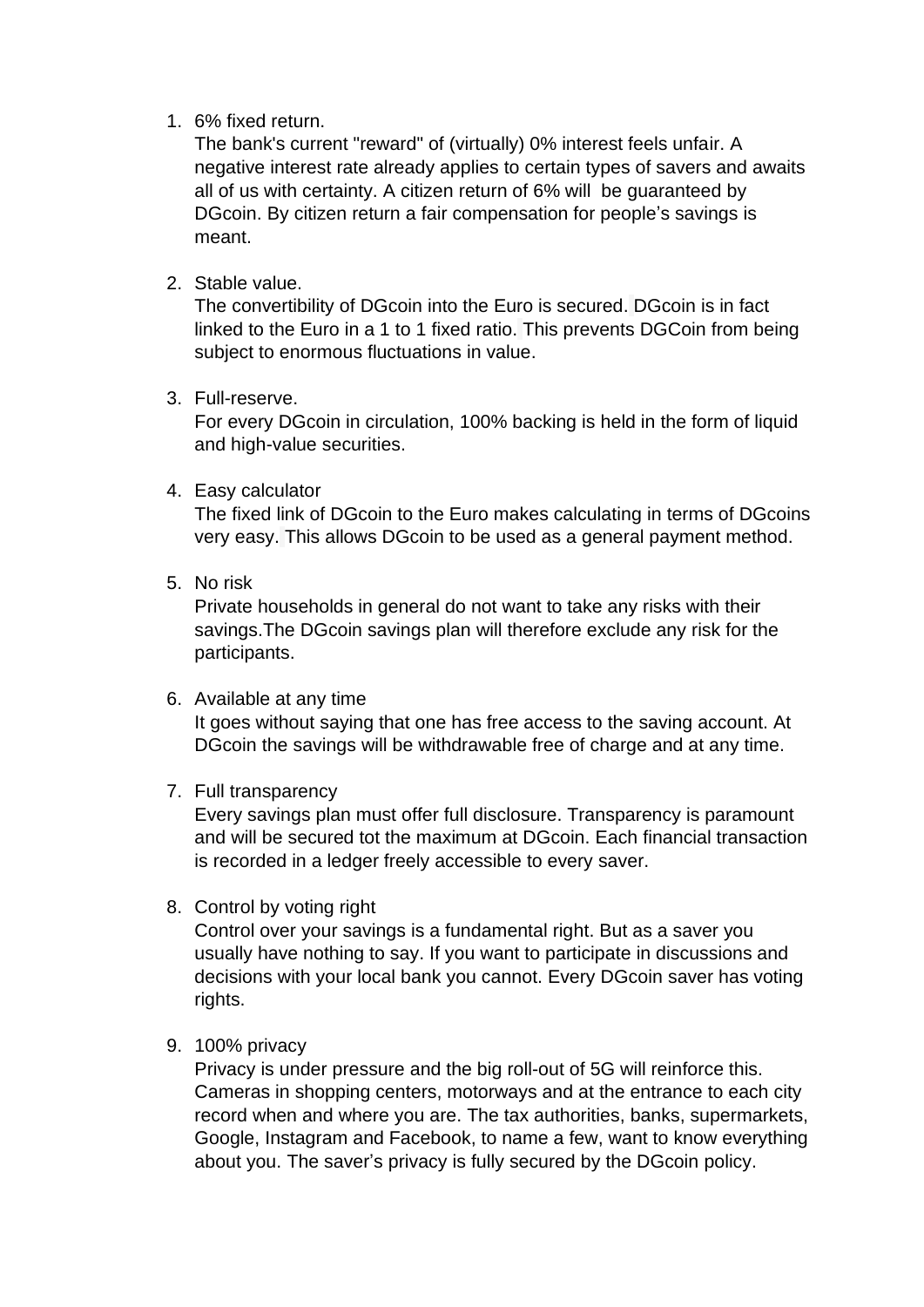1. 6% fixed return.
   The bank's current "reward" of (virtually) 0% interest feels unfair. A negative interest rate already applies to certain types of savers and awaits all of us with certainty. A citizen return of 6% will be guaranteed by DGcoin. By citizen return a fair compensation for people's savings is meant.

2. Stable value.
   The convertibility of DGcoin into the Euro is secured. DGcoin is in fact linked to the Euro in a 1 to 1 fixed ratio. This prevents DGCoin from being subject to enormous fluctuations in value.

3. Full-reserve.
   For every DGcoin in circulation, 100% backing is held in the form of liquid and high-value securities.

4. Easy calculator
   The fixed link of DGcoin to the Euro makes calculating in terms of DGcoins very easy. This allows DGcoin to be used as a general payment method.

5. No risk
   Private households in general do not want to take any risks with their savings.The DGcoin savings plan will therefore exclude any risk for the participants.

6. Available at any time
   It goes without saying that one has free access to the saving account. At DGcoin the savings will be withdrawable free of charge and at any time.

7. Full transparency
   Every savings plan must offer full disclosure. Transparency is paramount and will be secured tot the maximum at DGcoin. Each financial transaction is recorded in a ledger freely accessible to every saver.

8. Control by voting right
   Control over your savings is a fundamental right. But as a saver you usually have nothing to say. If you want to participate in discussions and decisions with your local bank you cannot. Every DGcoin saver has voting rights.

9. 100% privacy
   Privacy is under pressure and the big roll-out of 5G will reinforce this. Cameras in shopping centers, motorways and at the entrance to each city record when and where you are. The tax authorities, banks, supermarkets, Google, Instagram and Facebook, to name a few, want to know everything about you. The saver's privacy is fully secured by the DGcoin policy.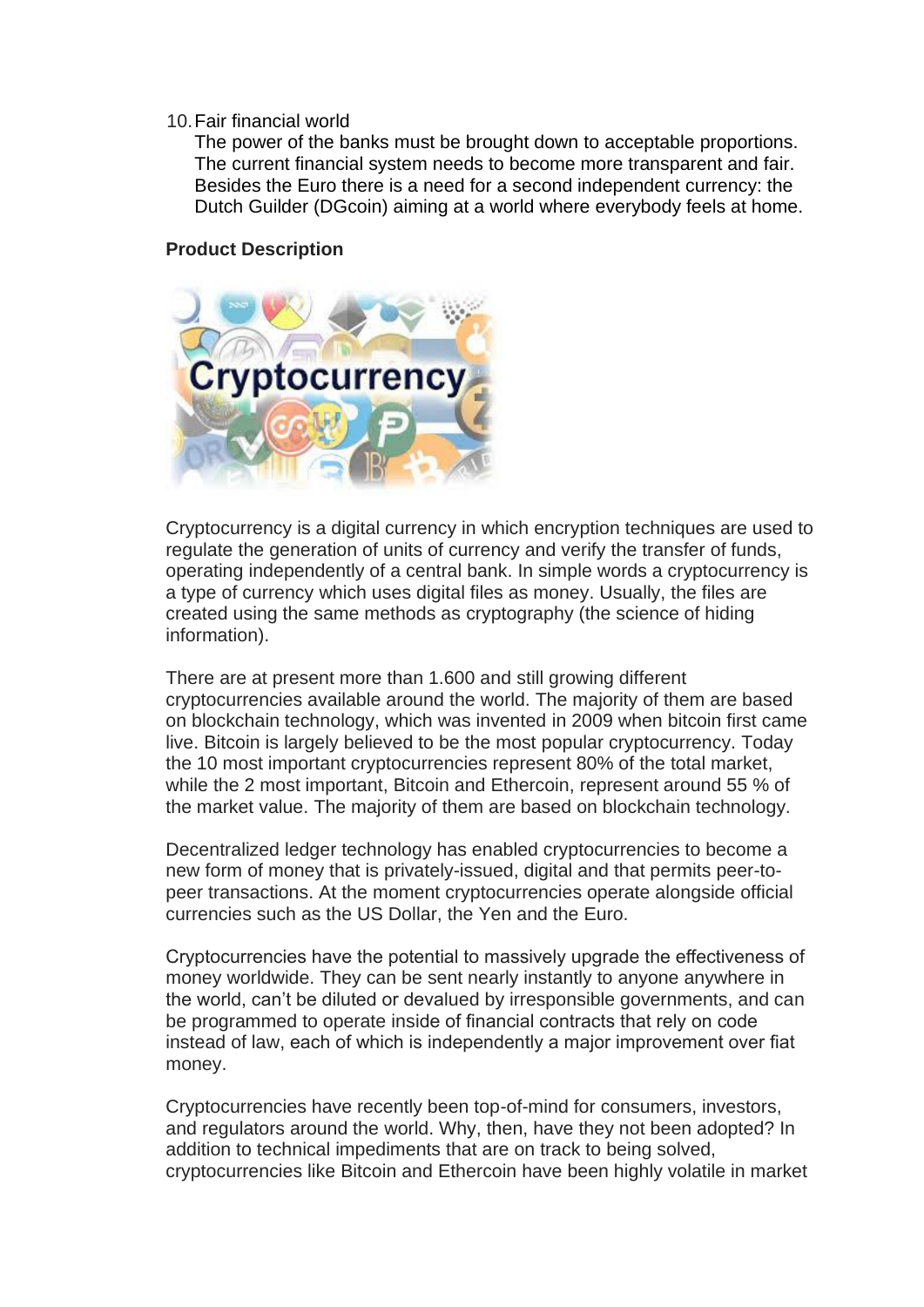10. Fair financial world
    The power of the banks must be brought down to acceptable proportions. The current financial system needs to become more transparent and fair. Besides the Euro there is a need for a second independent currency: the Dutch Guilder (DGcoin) aiming at a world where everybody feels at home.

**Product Description**

Cryptocurrency is a digital currency in which encryption techniques are used to regulate the generation of units of currency and verify the transfer of funds, operating independently of a central bank. In simple words a cryptocurrency is a type of currency which uses digital files as money. Usually, the files are created using the same methods as cryptography (the science of hiding information).

There are at present more than 1.600 and still growing different cryptocurrencies available around the world. The majority of them are based on blockchain technology, which was invented in 2009 when bitcoin first came live. Bitcoin is largely believed to be the most popular cryptocurrency. Today the 10 most important cryptocurrencies represent 80% of the total market, while the 2 most important, Bitcoin and Ethercoin, represent around 55 % of the market value. The majority of them are based on blockchain technology.

Decentralized ledger technology has enabled cryptocurrencies to become a new form of money that is privately-issued, digital and that permits peer-to-peer transactions. At the moment cryptocurrencies operate alongside official currencies such as the US Dollar, the Yen and the Euro.

Cryptocurrencies have the potential to massively upgrade the effectiveness of money worldwide. They can be sent nearly instantly to anyone anywhere in the world, can't be diluted or devalued by irresponsible governments, and can be programmed to operate inside of financial contracts that rely on code instead of law, each of which is independently a major improvement over fiat money.

Cryptocurrencies have recently been top-of-mind for consumers, investors, and regulators around the world. Why, then, have they not been adopted? In addition to technical impediments that are on track to being solved, cryptocurrencies like Bitcoin and Ethercoin have been highly volatile in market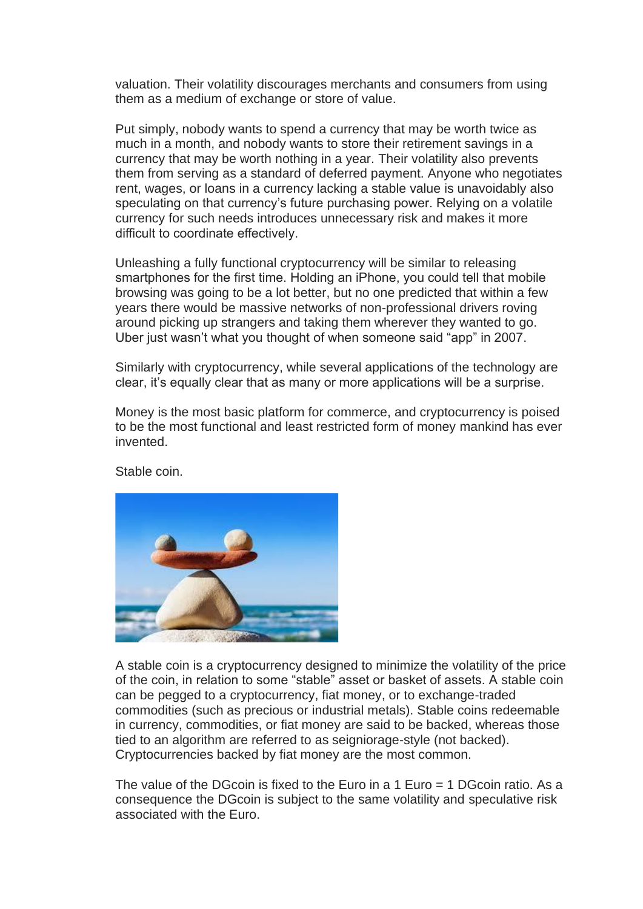valuation. Their volatility discourages merchants and consumers from using them as a medium of exchange or store of value.

Put simply, nobody wants to spend a currency that may be worth twice as much in a month, and nobody wants to store their retirement savings in a currency that may be worth nothing in a year. Their volatility also prevents them from serving as a standard of deferred payment. Anyone who negotiates rent, wages, or loans in a currency lacking a stable value is unavoidably also speculating on that currency's future purchasing power. Relying on a volatile currency for such needs introduces unnecessary risk and makes it more difficult to coordinate effectively.

Unleashing a fully functional cryptocurrency will be similar to releasing smartphones for the first time. Holding an iPhone, you could tell that mobile browsing was going to be a lot better, but no one predicted that within a few years there would be massive networks of non-professional drivers roving around picking up strangers and taking them wherever they wanted to go. Uber just wasn't what you thought of when someone said "app" in 2007.

Similarly with cryptocurrency, while several applications of the technology are clear, it's equally clear that as many or more applications will be a surprise.

Money is the most basic platform for commerce, and cryptocurrency is poised to be the most functional and least restricted form of money mankind has ever invented.

Stable coin.

A stable coin is a cryptocurrency designed to minimize the volatility of the price of the coin, in relation to some "stable" asset or basket of assets. A stable coin can be pegged to a cryptocurrency, fiat money, or to exchange-traded commodities (such as precious or industrial metals). Stable coins redeemable in currency, commodities, or fiat money are said to be backed, whereas those tied to an algorithm are referred to as seigniorage-style (not backed). Cryptocurrencies backed by fiat money are the most common.

The value of the DGcoin is fixed to the Euro in a 1 Euro = 1 DGcoin ratio. As a consequence the DGcoin is subject to the same volatility and speculative risk associated with the Euro.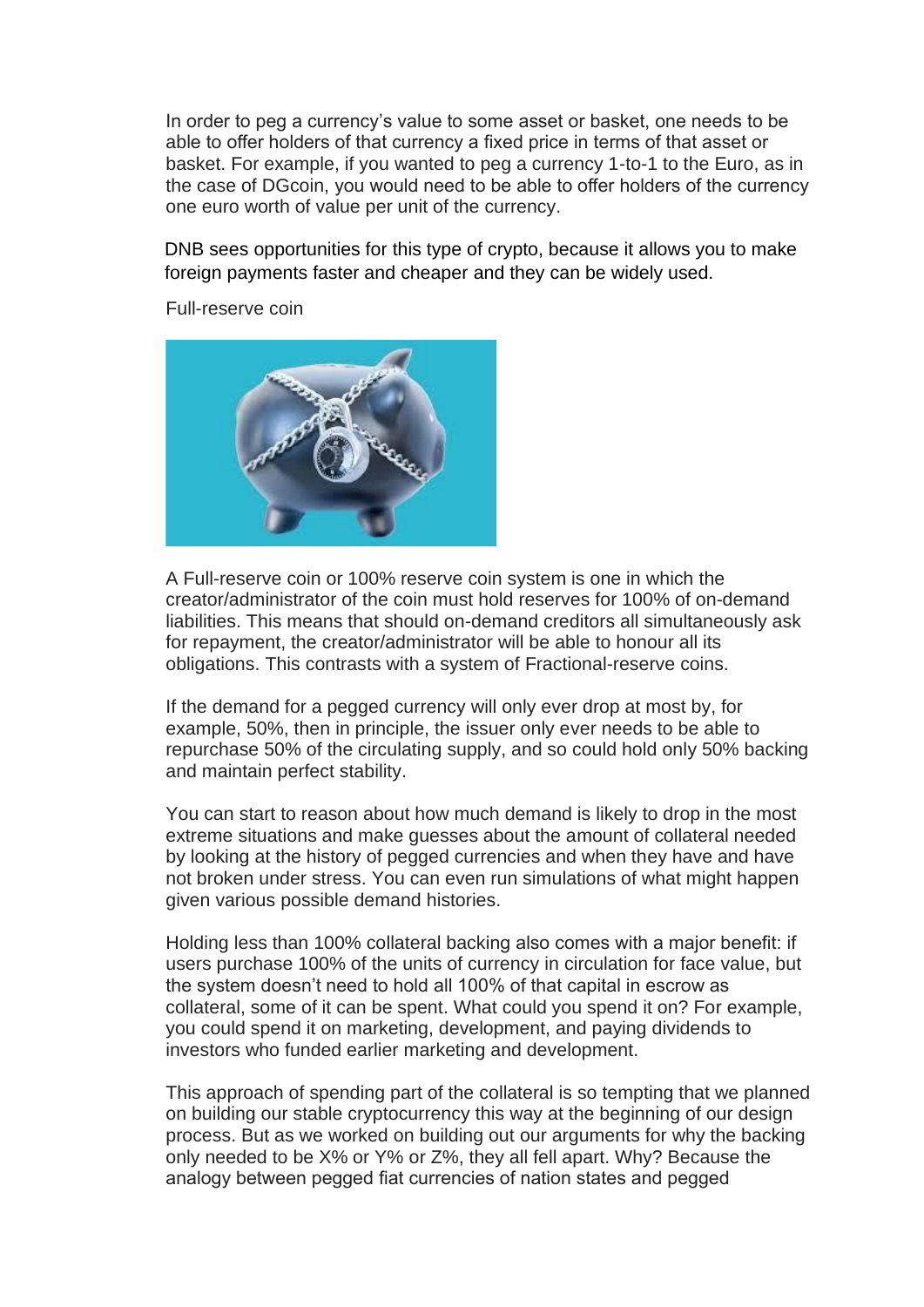In order to peg a currency's value to some asset or basket, one needs to be able to offer holders of that currency a fixed price in terms of that asset or basket. For example, if you wanted to peg a currency 1-to-1 to the Euro, as in the case of DGcoin, you would need to be able to offer holders of the currency one euro worth of value per unit of the currency.

DNB sees opportunities for this type of crypto, because it allows you to make foreign payments faster and cheaper and they can be widely used.

Full-reserve coin

A Full-reserve coin or 100% reserve coin system is one in which the creator/administrator of the coin must hold reserves for 100% of on-demand liabilities. This means that should on-demand creditors all simultaneously ask for repayment, the creator/administrator will be able to honour all its obligations. This contrasts with a system of Fractional-reserve coins.

If the demand for a pegged currency will only ever drop at most by, for example, 50%, then in principle, the issuer only ever needs to be able to repurchase 50% of the circulating supply, and so could hold only 50% backing and maintain perfect stability.

You can start to reason about how much demand is likely to drop in the most extreme situations and make guesses about the amount of collateral needed by looking at the history of pegged currencies and when they have and have not broken under stress. You can even run simulations of what might happen given various possible demand histories.

Holding less than 100% collateral backing also comes with a major benefit: if users purchase 100% of the units of currency in circulation for face value, but the system doesn't need to hold all 100% of that capital in escrow as collateral, some of it can be spent. What could you spend it on? For example, you could spend it on marketing, development, and paying dividends to investors who funded earlier marketing and development.

This approach of spending part of the collateral is so tempting that we planned on building our stable cryptocurrency this way at the beginning of our design process. But as we worked on building out our arguments for why the backing only needed to be X% or Y% or Z%, they all fell apart. Why? Because the analogy between pegged fiat currencies of nation states and pegged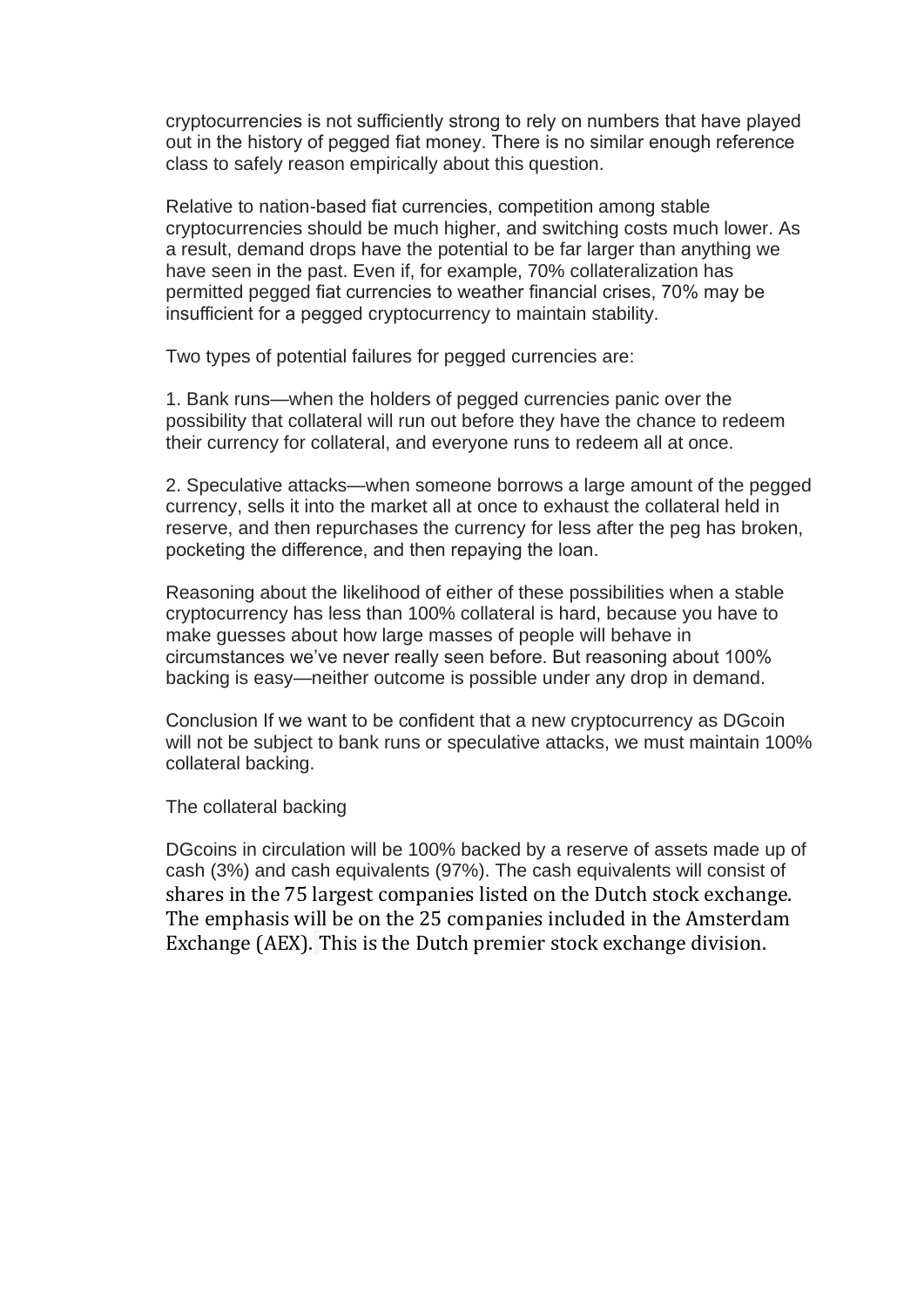cryptocurrencies is not sufficiently strong to rely on numbers that have played out in the history of pegged fiat money. There is no similar enough reference class to safely reason empirically about this question.

Relative to nation-based fiat currencies, competition among stable cryptocurrencies should be much higher, and switching costs much lower. As a result, demand drops have the potential to be far larger than anything we have seen in the past. Even if, for example, 70% collateralization has permitted pegged fiat currencies to weather financial crises, 70% may be insufficient for a pegged cryptocurrency to maintain stability.

Two types of potential failures for pegged currencies are:

1. Bank runs—when the holders of pegged currencies panic over the possibility that collateral will run out before they have the chance to redeem their currency for collateral, and everyone runs to redeem all at once.

2. Speculative attacks—when someone borrows a large amount of the pegged currency, sells it into the market all at once to exhaust the collateral held in reserve, and then repurchases the currency for less after the peg has broken, pocketing the difference, and then repaying the loan.

Reasoning about the likelihood of either of these possibilities when a stable cryptocurrency has less than 100% collateral is hard, because you have to make guesses about how large masses of people will behave in circumstances we've never really seen before. But reasoning about 100% backing is easy—neither outcome is possible under any drop in demand.

Conclusion If we want to be confident that a new cryptocurrency as DGcoin will not be subject to bank runs or speculative attacks, we must maintain 100% collateral backing.

The collateral backing

DGcoins in circulation will be 100% backed by a reserve of assets made up of cash (3%) and cash equivalents (97%). The cash equivalents will consist of shares in the 75 largest companies listed on the Dutch stock exchange. The emphasis will be on the 25 companies included in the Amsterdam Exchange (AEX). This is the Dutch premier stock exchange division.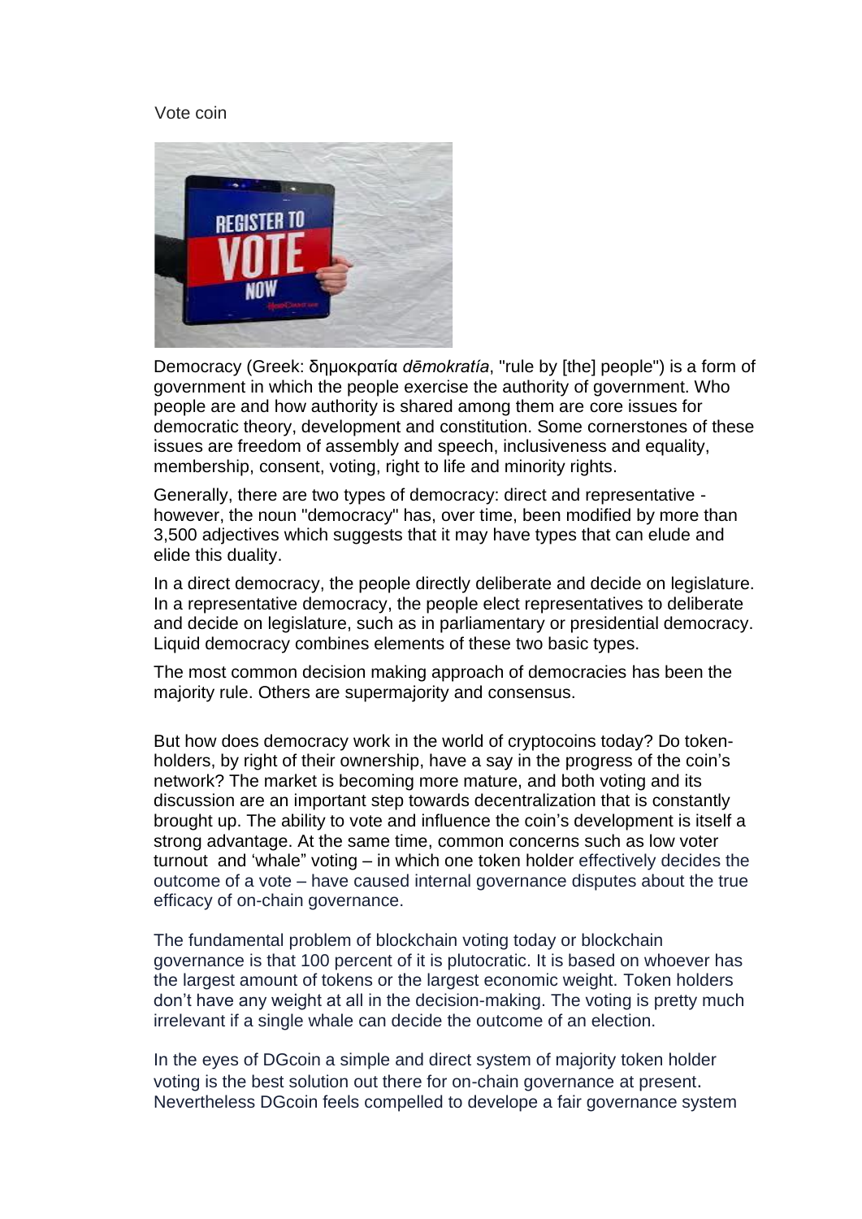Vote coin

Democracy (Greek: δημοκρατία *dēmokratía*, "rule by [the] people") is a form of government in which the people exercise the authority of government. Who people are and how authority is shared among them are core issues for democratic theory, development and constitution. Some cornerstones of these issues are freedom of assembly and speech, inclusiveness and equality, membership, consent, voting, right to life and minority rights.

Generally, there are two types of democracy: direct and representative - however, the noun "democracy" has, over time, been modified by more than 3,500 adjectives which suggests that it may have types that can elude and elide this duality.

In a direct democracy, the people directly deliberate and decide on legislature. In a representative democracy, the people elect representatives to deliberate and decide on legislature, such as in parliamentary or presidential democracy. Liquid democracy combines elements of these two basic types.

The most common decision making approach of democracies has been the majority rule. Others are supermajority and consensus.

But how does democracy work in the world of cryptocoins today? Do token-holders, by right of their ownership, have a say in the progress of the coin's network? The market is becoming more mature, and both voting and its discussion are an important step towards decentralization that is constantly brought up. The ability to vote and influence the coin's development is itself a strong advantage. At the same time, common concerns such as low voter turnout and 'whale" voting – in which one token holder effectively decides the outcome of a vote – have caused internal governance disputes about the true efficacy of on-chain governance.

The fundamental problem of blockchain voting today or blockchain governance is that 100 percent of it is plutocratic. It is based on whoever has the largest amount of tokens or the largest economic weight. Token holders don't have any weight at all in the decision-making. The voting is pretty much irrelevant if a single whale can decide the outcome of an election.

In the eyes of DGcoin a simple and direct system of majority token holder voting is the best solution out there for on-chain governance at present. Nevertheless DGcoin feels compelled to develope a fair governance system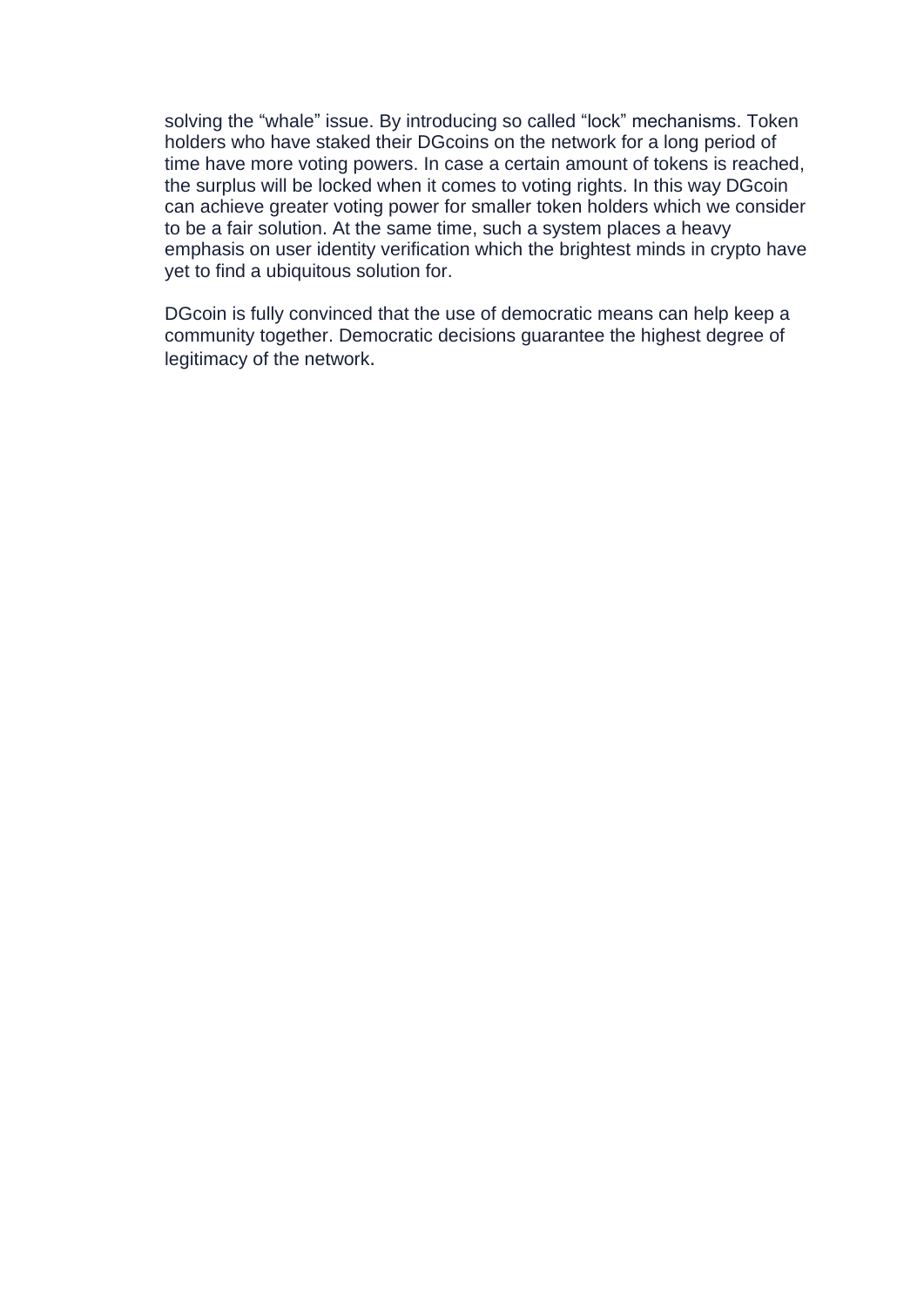solving the “whale” issue. By introducing so called “lock” mechanisms. Token holders who have staked their DGcoins on the network for a long period of time have more voting powers. In case a certain amount of tokens is reached, the surplus will be locked when it comes to voting rights. In this way DGcoin can achieve greater voting power for smaller token holders which we consider to be a fair solution. At the same time, such a system places a heavy emphasis on user identity verification which the brightest minds in crypto have yet to find a ubiquitous solution for.

DGcoin is fully convinced that the use of democratic means can help keep a community together. Democratic decisions guarantee the highest degree of legitimacy of the network.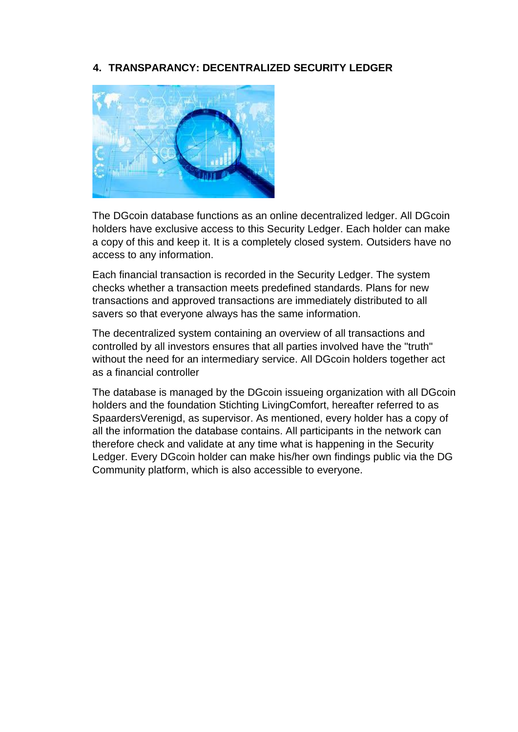## 4. TRANSPARANCY: DECENTRALIZED SECURITY LEDGER

The DGcoin database functions as an online decentralized ledger. All DGcoin holders have exclusive access to this Security Ledger. Each holder can make a copy of this and keep it. It is a completely closed system. Outsiders have no access to any information.

Each financial transaction is recorded in the Security Ledger. The system checks whether a transaction meets predefined standards. Plans for new transactions and approved transactions are immediately distributed to all savers so that everyone always has the same information.

The decentralized system containing an overview of all transactions and controlled by all investors ensures that all parties involved have the "truth" without the need for an intermediary service. All DGcoin holders together act as a financial controller

The database is managed by the DGcoin issueing organization with all DGcoin holders and the foundation Stichting LivingComfort, hereafter referred to as SpaardersVerenigd, as supervisor. As mentioned, every holder has a copy of all the information the database contains. All participants in the network can therefore check and validate at any time what is happening in the Security Ledger. Every DGcoin holder can make his/her own findings public via the DG Community platform, which is also accessible to everyone.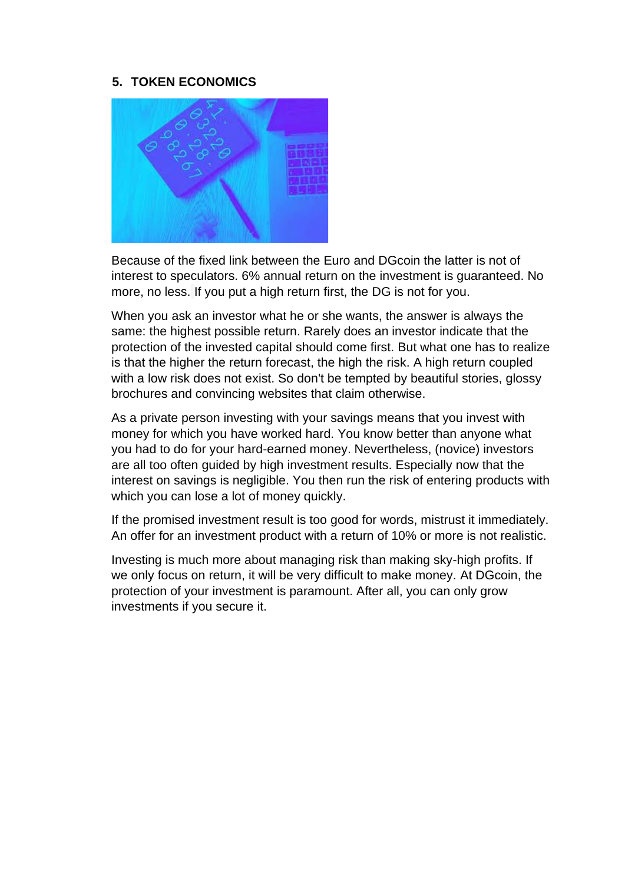## 5. TOKEN ECONOMICS

Because of the fixed link between the Euro and DGcoin the latter is not of interest to speculators. 6% annual return on the investment is guaranteed. No more, no less. If you put a high return first, the DG is not for you.

When you ask an investor what he or she wants, the answer is always the same: the highest possible return. Rarely does an investor indicate that the protection of the invested capital should come first. But what one has to realize is that the higher the return forecast, the high the risk. A high return coupled with a low risk does not exist. So don't be tempted by beautiful stories, glossy brochures and convincing websites that claim otherwise.

As a private person investing with your savings means that you invest with money for which you have worked hard. You know better than anyone what you had to do for your hard-earned money. Nevertheless, (novice) investors are all too often guided by high investment results. Especially now that the interest on savings is negligible. You then run the risk of entering products with which you can lose a lot of money quickly.

If the promised investment result is too good for words, mistrust it immediately. An offer for an investment product with a return of 10% or more is not realistic.

Investing is much more about managing risk than making sky-high profits. If we only focus on return, it will be very difficult to make money. At DGcoin, the protection of your investment is paramount. After all, you can only grow investments if you secure it.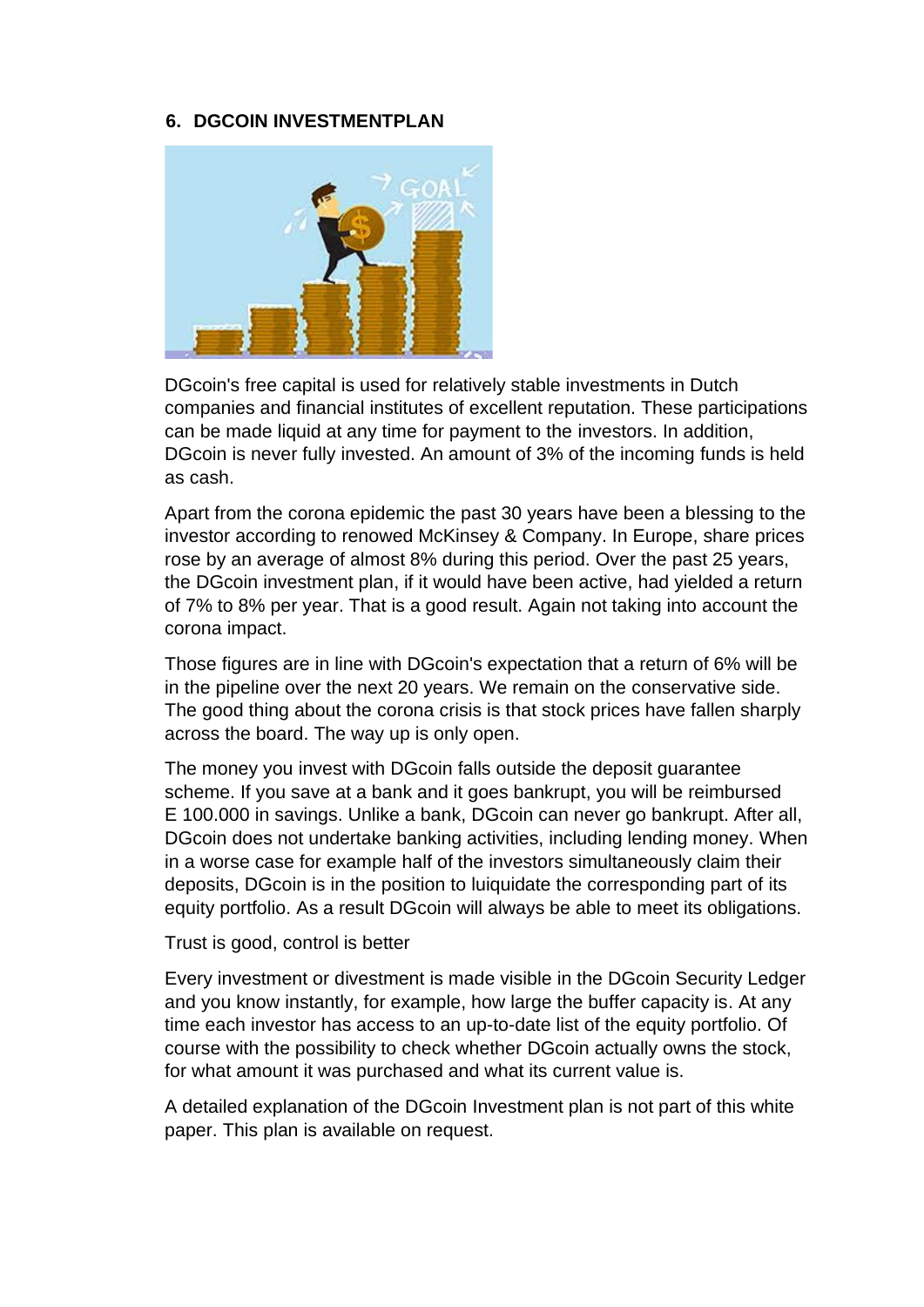## 6. DGCOIN INVESTMENTPLAN

DGcoin's free capital is used for relatively stable investments in Dutch companies and financial institutes of excellent reputation. These participations can be made liquid at any time for payment to the investors. In addition, DGcoin is never fully invested. An amount of 3% of the incoming funds is held as cash.

Apart from the corona epidemic the past 30 years have been a blessing to the investor according to renowed McKinsey & Company. In Europe, share prices rose by an average of almost 8% during this period. Over the past 25 years, the DGcoin investment plan, if it would have been active, had yielded a return of 7% to 8% per year. That is a good result. Again not taking into account the corona impact.

Those figures are in line with DGcoin's expectation that a return of 6% will be in the pipeline over the next 20 years. We remain on the conservative side. The good thing about the corona crisis is that stock prices have fallen sharply across the board. The way up is only open.

The money you invest with DGcoin falls outside the deposit guarantee scheme. If you save at a bank and it goes bankrupt, you will be reimbursed E 100.000 in savings. Unlike a bank, DGcoin can never go bankrupt. After all, DGcoin does not undertake banking activities, including lending money. When in a worse case for example half of the investors simultaneously claim their deposits, DGcoin is in the position to luiquidate the corresponding part of its equity portfolio. As a result DGcoin will always be able to meet its obligations.

Trust is good, control is better

Every investment or divestment is made visible in the DGcoin Security Ledger and you know instantly, for example, how large the buffer capacity is. At any time each investor has access to an up-to-date list of the equity portfolio. Of course with the possibility to check whether DGcoin actually owns the stock, for what amount it was purchased and what its current value is.

A detailed explanation of the DGcoin Investment plan is not part of this white paper. This plan is available on request.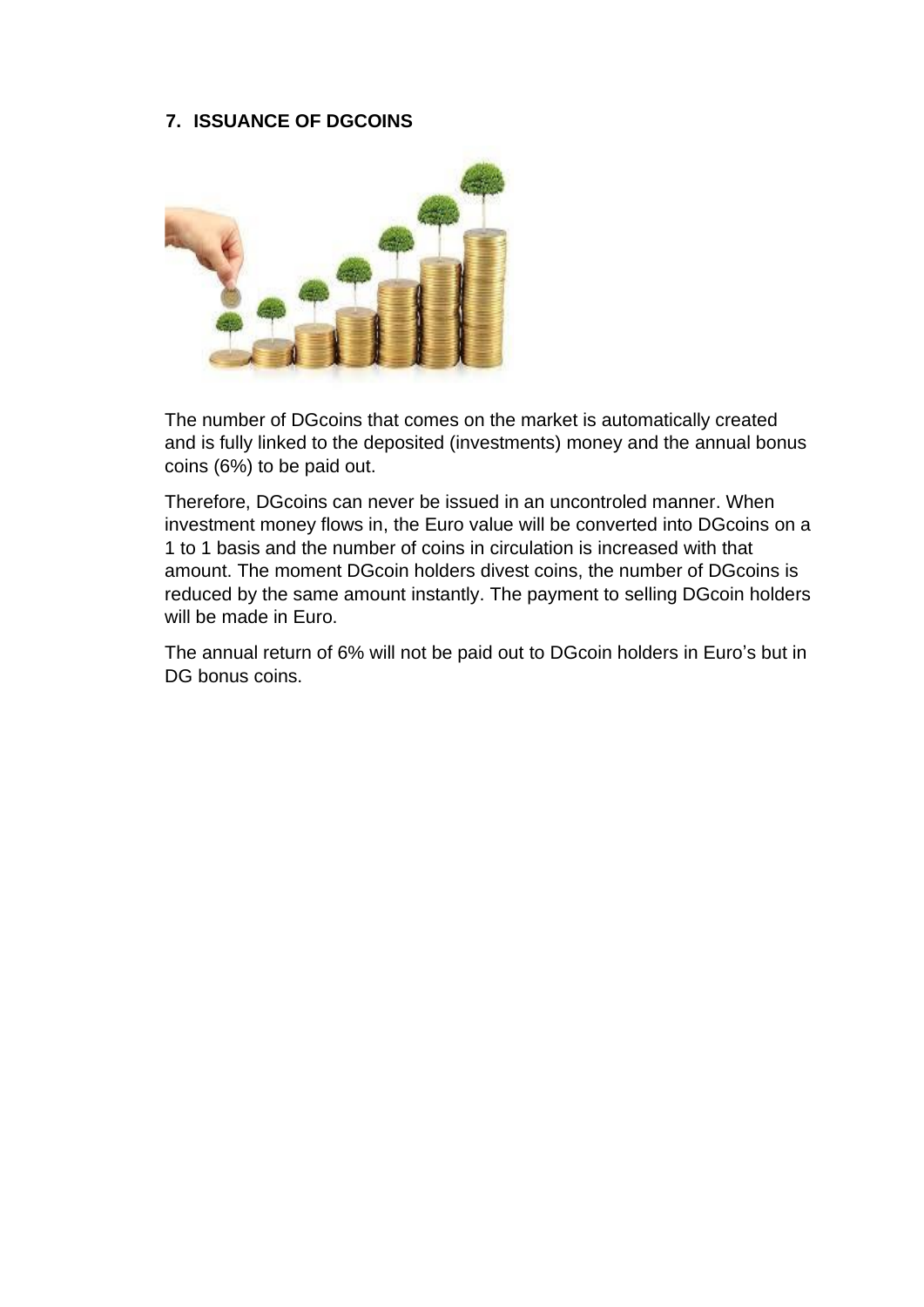## 7. ISSUANCE OF DGCOINS

The number of DGcoins that comes on the market is automatically created and is fully linked to the deposited (investments) money and the annual bonus coins (6%) to be paid out.

Therefore, DGcoins can never be issued in an uncontroled manner. When investment money flows in, the Euro value will be converted into DGcoins on a 1 to 1 basis and the number of coins in circulation is increased with that amount. The moment DGcoin holders divest coins, the number of DGcoins is reduced by the same amount instantly. The payment to selling DGcoin holders will be made in Euro.

The annual return of 6% will not be paid out to DGcoin holders in Euro's but in DG bonus coins.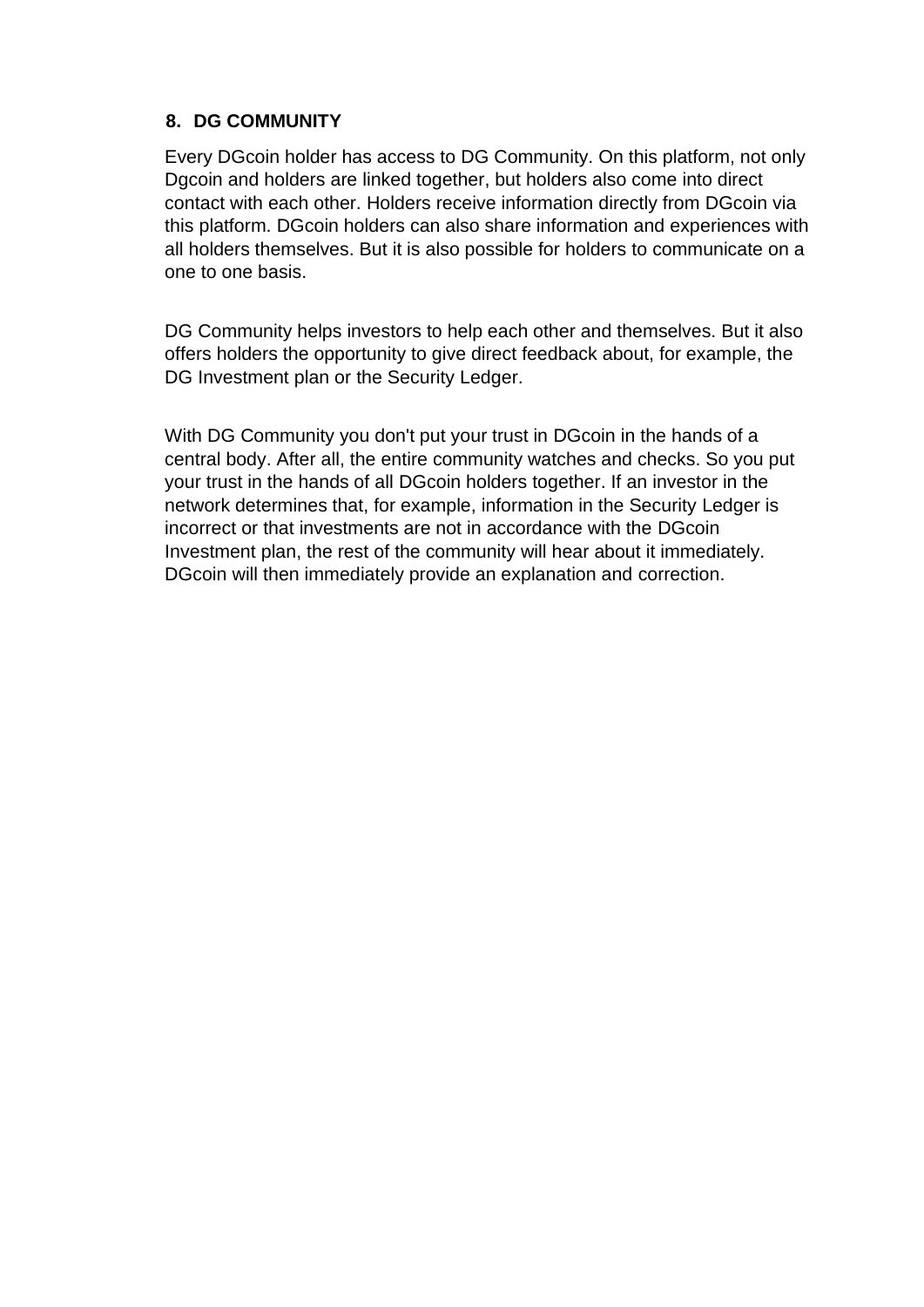## 8. DG COMMUNITY

Every DGcoin holder has access to DG Community. On this platform, not only Dgcoin and holders are linked together, but holders also come into direct contact with each other. Holders receive information directly from DGcoin via this platform. DGcoin holders can also share information and experiences with all holders themselves. But it is also possible for holders to communicate on a one to one basis.

DG Community helps investors to help each other and themselves. But it also offers holders the opportunity to give direct feedback about, for example, the DG Investment plan or the Security Ledger.

With DG Community you don't put your trust in DGcoin in the hands of a central body. After all, the entire community watches and checks. So you put your trust in the hands of all DGcoin holders together. If an investor in the network determines that, for example, information in the Security Ledger is incorrect or that investments are not in accordance with the DGcoin Investment plan, the rest of the community will hear about it immediately. DGcoin will then immediately provide an explanation and correction.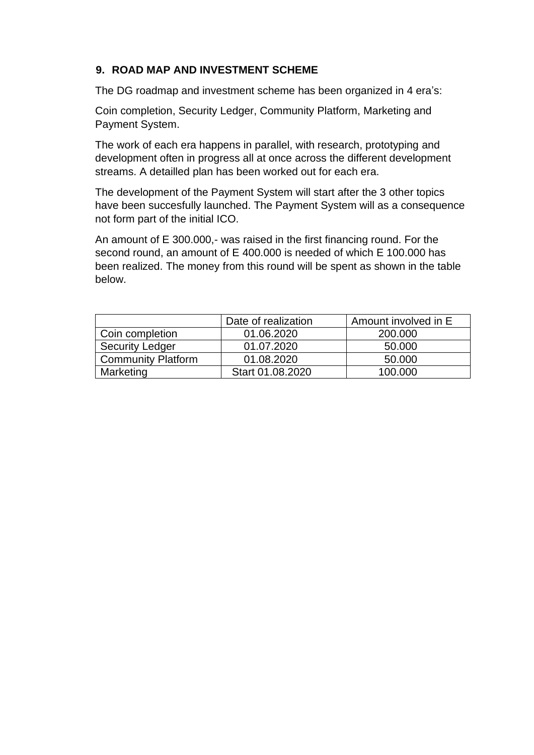## 9. ROAD MAP AND INVESTMENT SCHEME

The DG roadmap and investment scheme has been organized in 4 era's:

Coin completion, Security Ledger, Community Platform, Marketing and Payment System.

The work of each era happens in parallel, with research, prototyping and development often in progress all at once across the different development streams. A detailled plan has been worked out for each era.

The development of the Payment System will start after the 3 other topics have been succesfully launched. The Payment System will as a consequence not form part of the initial ICO.

An amount of E 300.000,- was raised in the first financing round. For the second round, an amount of E 400.000 is needed of which E 100.000 has been realized. The money from this round will be spent as shown in the table below.

| | Date of realization | Amount involved in E |
|---|---|---|
| Coin completion | 01.06.2020 | 200.000 |
| Security Ledger | 01.07.2020 | 50.000 |
| Community Platform | 01.08.2020 | 50.000 |
| Marketing | Start 01.08.2020 | 100.000 |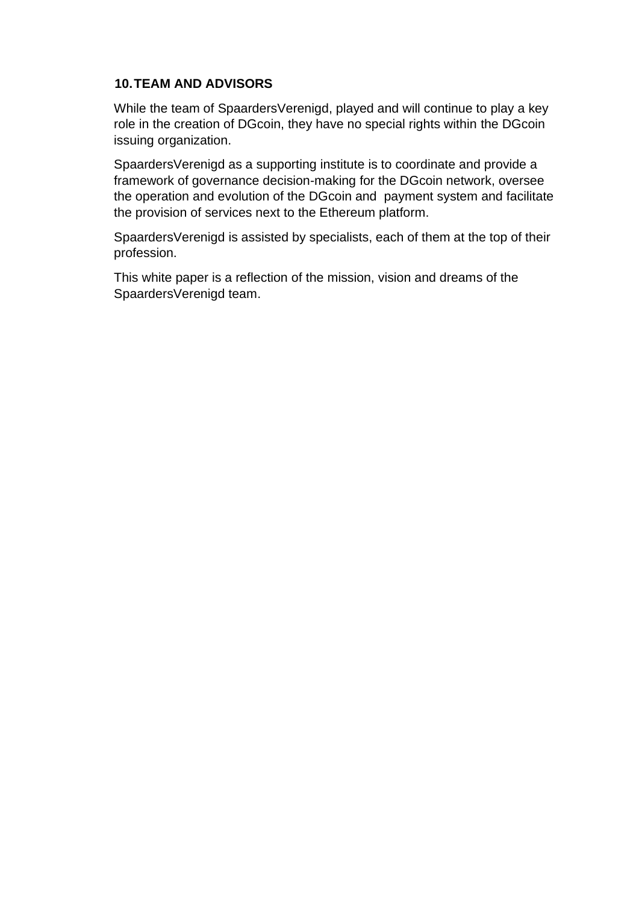## 10. TEAM AND ADVISORS

While the team of SpaardersVerenigd, played and will continue to play a key role in the creation of DGcoin, they have no special rights within the DGcoin issuing organization.

SpaardersVerenigd as a supporting institute is to coordinate and provide a framework of governance decision-making for the DGcoin network, oversee the operation and evolution of the DGcoin and payment system and facilitate the provision of services next to the Ethereum platform.

SpaardersVerenigd is assisted by specialists, each of them at the top of their profession.

This white paper is a reflection of the mission, vision and dreams of the SpaardersVerenigd team.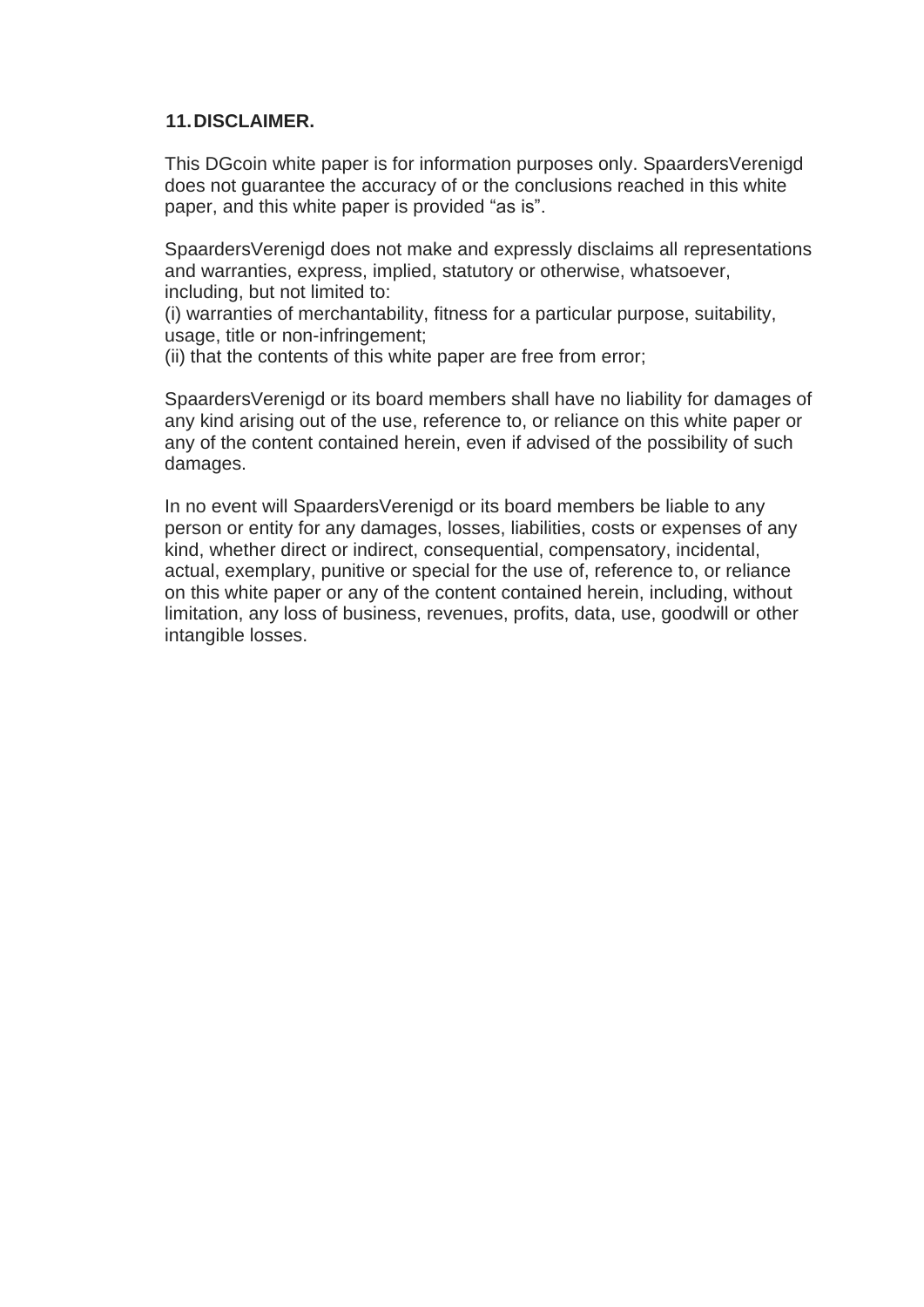## 11. DISCLAIMER.

This DGcoin white paper is for information purposes only. SpaardersVerenigd does not guarantee the accuracy of or the conclusions reached in this white paper, and this white paper is provided "as is".

SpaardersVerenigd does not make and expressly disclaims all representations and warranties, express, implied, statutory or otherwise, whatsoever, including, but not limited to:
(i) warranties of merchantability, fitness for a particular purpose, suitability, usage, title or non-infringement;
(ii) that the contents of this white paper are free from error;

SpaardersVerenigd or its board members shall have no liability for damages of any kind arising out of the use, reference to, or reliance on this white paper or any of the content contained herein, even if advised of the possibility of such damages.

In no event will SpaardersVerenigd or its board members be liable to any person or entity for any damages, losses, liabilities, costs or expenses of any kind, whether direct or indirect, consequential, compensatory, incidental, actual, exemplary, punitive or special for the use of, reference to, or reliance on this white paper or any of the content contained herein, including, without limitation, any loss of business, revenues, profits, data, use, goodwill or other intangible losses.